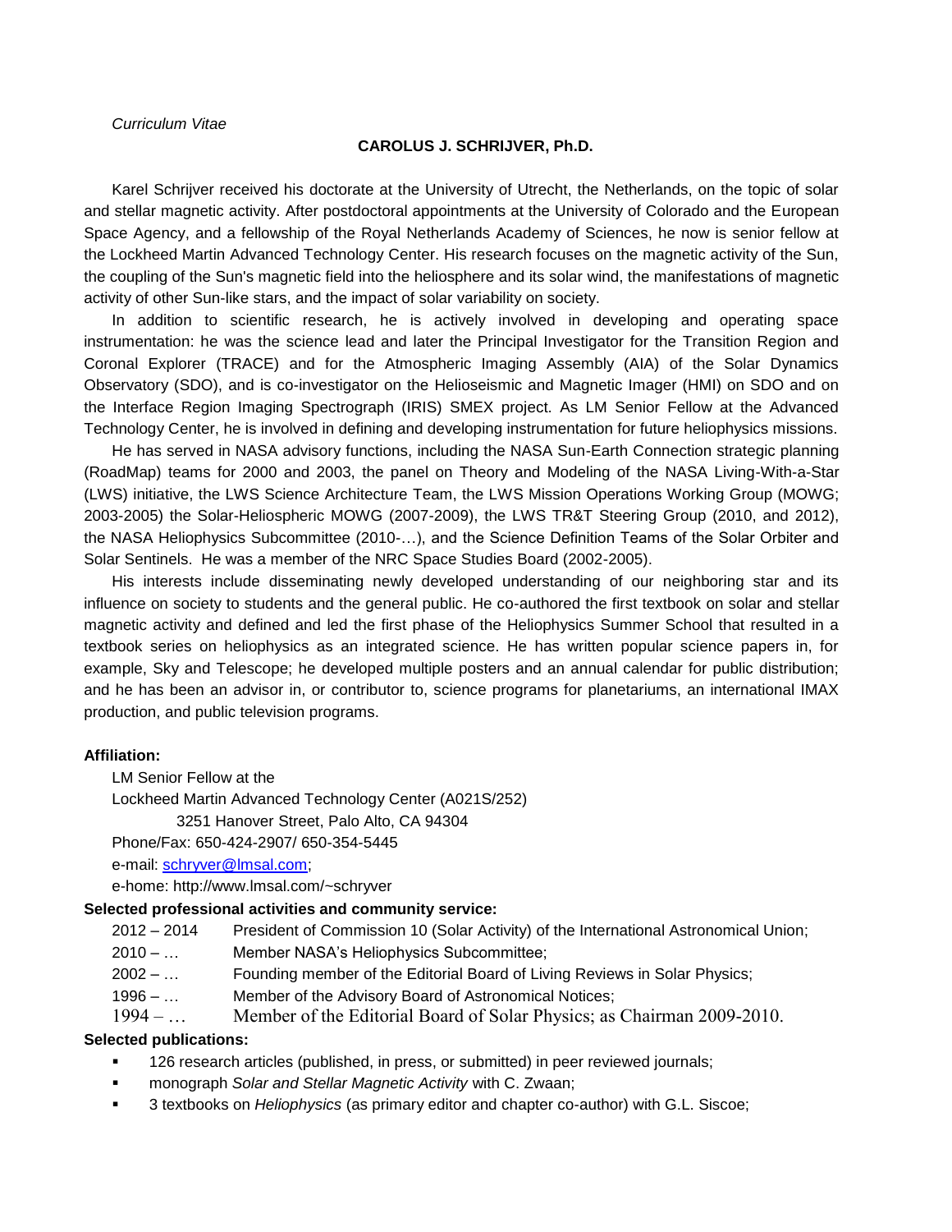*Curriculum Vitae*

**CAROLUS J. SCHRIJVER, Ph.D.**

Karel Schrijver received his doctorate at the University of Utrecht, the Netherlands, on the topic of solar and stellar magnetic activity. After postdoctoral appointments at the University of Colorado and the European Space Agency, and a fellowship of the Royal Netherlands Academy of Sciences, he now is senior fellow at the Lockheed Martin Advanced Technology Center. His research focuses on the magnetic activity of the Sun, the coupling of the Sun's magnetic field into the heliosphere and its solar wind, the manifestations of magnetic activity of other Sun-like stars, and the impact of solar variability on society.

In addition to scientific research, he is actively involved in developing and operating space instrumentation: he was the science lead and later the Principal Investigator for the Transition Region and Coronal Explorer (TRACE) and for the Atmospheric Imaging Assembly (AIA) of the Solar Dynamics Observatory (SDO), and is co-investigator on the Helioseismic and Magnetic Imager (HMI) on SDO and on the Interface Region Imaging Spectrograph (IRIS) SMEX project. As LM Senior Fellow at the Advanced Technology Center, he is involved in defining and developing instrumentation for future heliophysics missions.

He has served in NASA advisory functions, including the NASA Sun-Earth Connection strategic planning (RoadMap) teams for 2000 and 2003, the panel on Theory and Modeling of the NASA Living-With-a-Star (LWS) initiative, the LWS Science Architecture Team, the LWS Mission Operations Working Group (MOWG; 2003-2005) the Solar-Heliospheric MOWG (2007-2009), the LWS TR&T Steering Group (2010, and 2012), the NASA Heliophysics Subcommittee (2010-…), and the Science Definition Teams of the Solar Orbiter and Solar Sentinels. He was a member of the NRC Space Studies Board (2002-2005).

His interests include disseminating newly developed understanding of our neighboring star and its influence on society to students and the general public. He co-authored the first textbook on solar and stellar magnetic activity and defined and led the first phase of the Heliophysics Summer School that resulted in a textbook series on heliophysics as an integrated science. He has written popular science papers in, for example, Sky and Telescope; he developed multiple posters and an annual calendar for public distribution; and he has been an advisor in, or contributor to, science programs for planetariums, an international IMAX production, and public television programs.

**Affiliation:**

LM Senior Fellow at the
Lockheed Martin Advanced Technology Center (A021S/252)
3251 Hanover Street, Palo Alto, CA 94304
Phone/Fax: 650-424-2907/ 650-354-5445
e-mail: schryver@lmsal.com;
e-home: http://www.lmsal.com/~schryver

**Selected professional activities and community service:**

- 2012 – 2014 President of Commission 10 (Solar Activity) of the International Astronomical Union;
- 2010 – … Member NASA's Heliophysics Subcommittee;
- 2002 – … Founding member of the Editorial Board of Living Reviews in Solar Physics;
- 1996 – … Member of the Advisory Board of Astronomical Notices;
- 1994 – … Member of the Editorial Board of Solar Physics; as Chairman 2009-2010.

**Selected publications:**

- 126 research articles (published, in press, or submitted) in peer reviewed journals;
- monograph *Solar and Stellar Magnetic Activity* with C. Zwaan;
- 3 textbooks on *Heliophysics* (as primary editor and chapter co-author) with G.L. Siscoe;